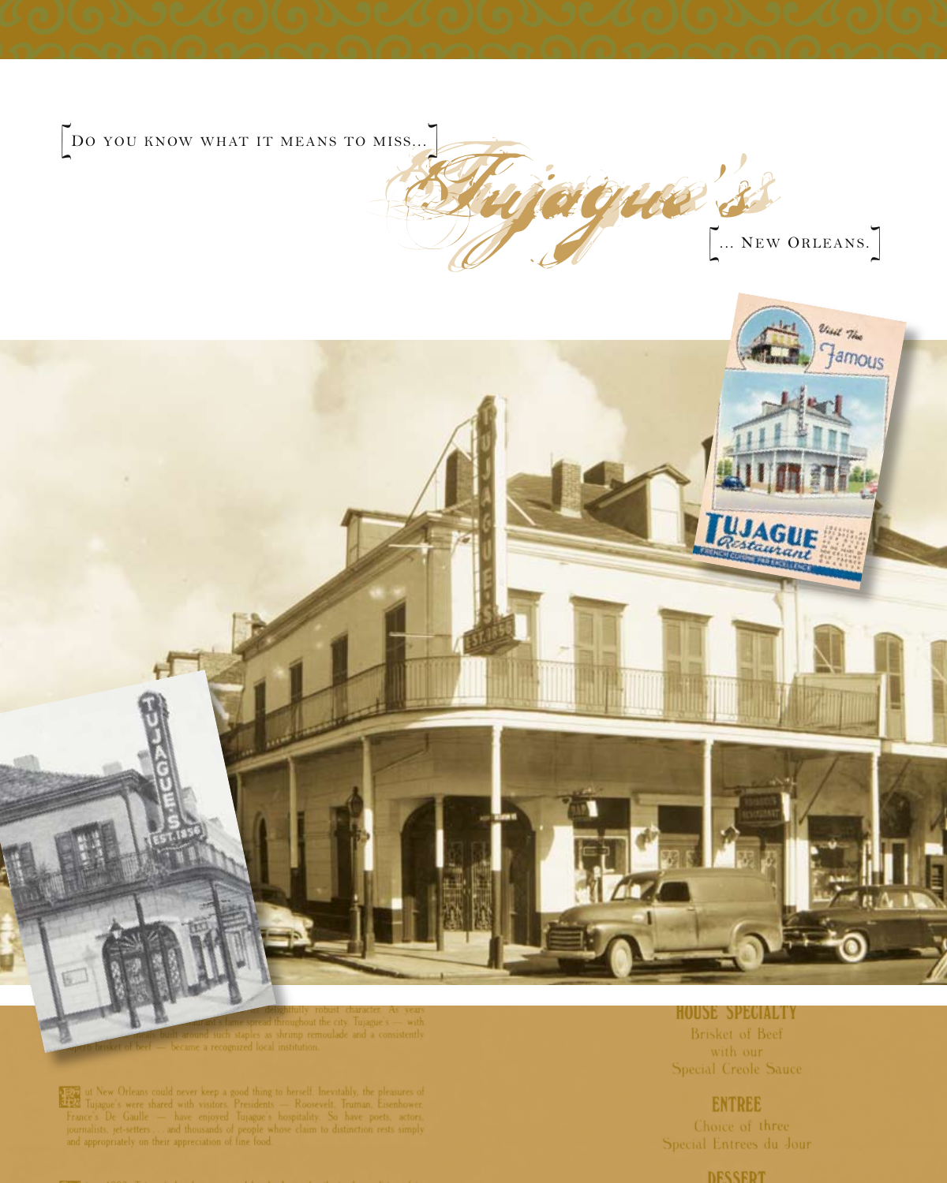[Do you know what it means to miss...]

# Tujague's

[... New Orleans.]

...delightfully robust character. As years ...rant's fame spread throughout the city. Tujague's — with ...built around such staples as shrimp remoulade and a consistently ...brisket of beef — became a recognized local institution.

But New Orleans could never keep a good thing to herself. Inevitably, the pleasures of Tujague's were shared with visitors. Presidents — Roosevelt, Truman, Eisenhower, France's De Gaulle — have enjoyed Tujague's hospitality. So have poets, actors, journalists, jet-setters... and thousands of people whose claim to distinction rests simply and appropriately on their appreciation of fine food.

## HOUSE SPECIALTY

Brisket of Beef
with our
Special Creole Sauce

## ENTREE

Choice of three
Special Entrees du Jour

## DESSERT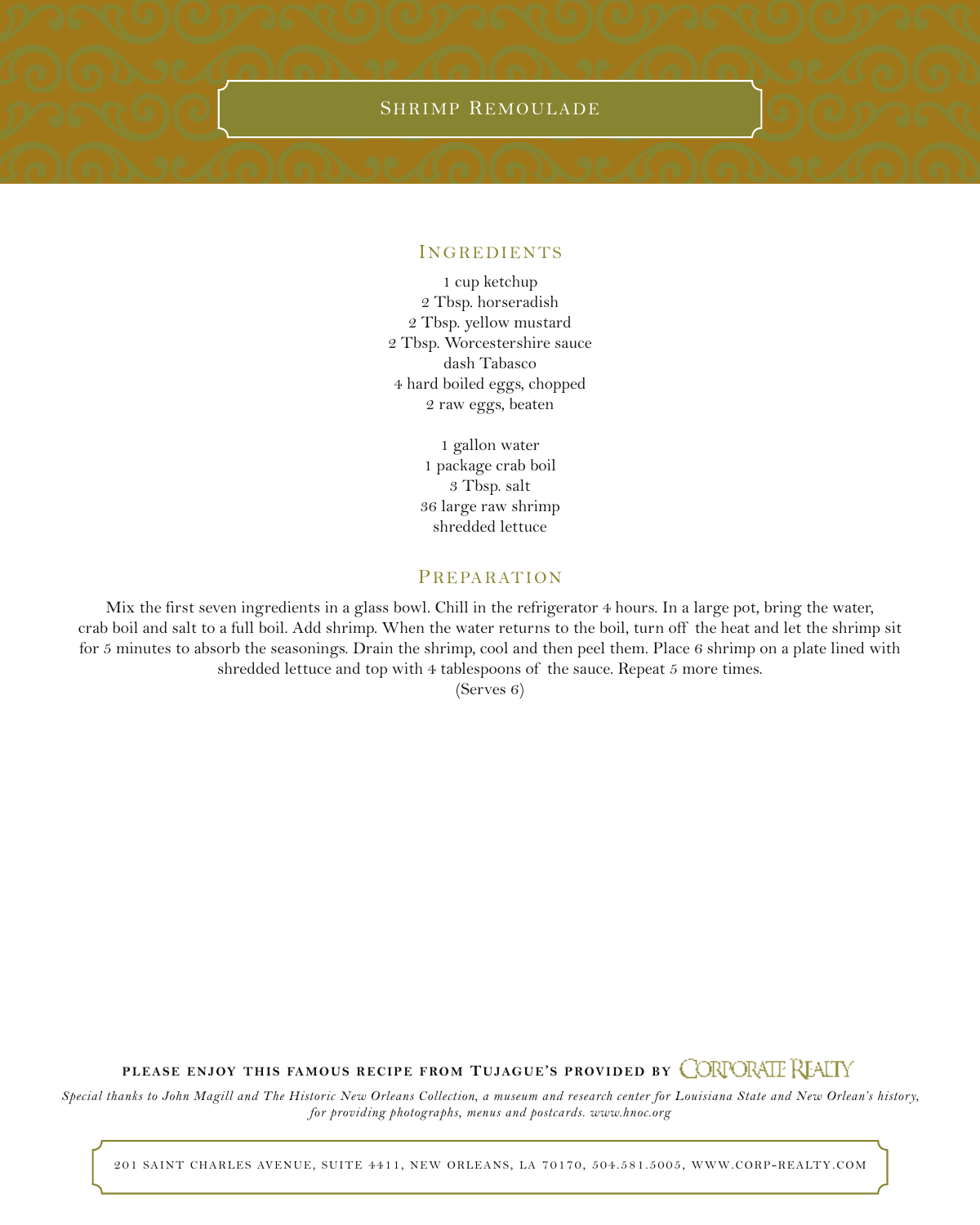# Shrimp Remoulade

## Ingredients

1 cup ketchup
2 Tbsp. horseradish
2 Tbsp. yellow mustard
2 Tbsp. Worcestershire sauce
dash Tabasco
4 hard boiled eggs, chopped
2 raw eggs, beaten

1 gallon water
1 package crab boil
3 Tbsp. salt
36 large raw shrimp
shredded lettuce

## Preparation

Mix the first seven ingredients in a glass bowl. Chill in the refrigerator 4 hours. In a large pot, bring the water, crab boil and salt to a full boil. Add shrimp. When the water returns to the boil, turn off the heat and let the shrimp sit for 5 minutes to absorb the seasonings. Drain the shrimp, cool and then peel them. Place 6 shrimp on a plate lined with shredded lettuce and top with 4 tablespoons of the sauce. Repeat 5 more times.

(Serves 6)

**PLEASE ENJOY THIS FAMOUS RECIPE FROM TUJAGUE'S PROVIDED BY** CORPORATE REALTY

*Special thanks to John Magill and The Historic New Orleans Collection, a museum and research center for Louisiana State and New Orlean's history, for providing photographs, menus and postcards. www.hnoc.org*

201 SAINT CHARLES AVENUE, SUITE 4411, NEW ORLEANS, LA 70170, 504.581.5005, WWW.CORP-REALTY.COM